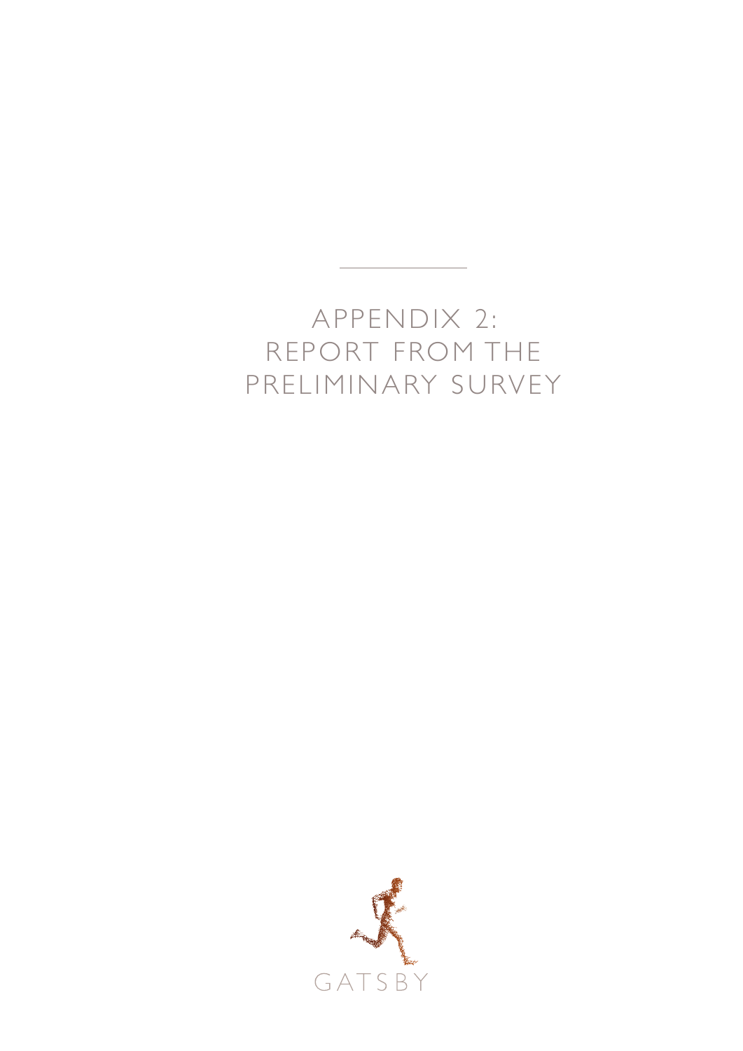# APPENDIX 2: REPORT FROM THE PRELIMINARY SURVEY

GATSBY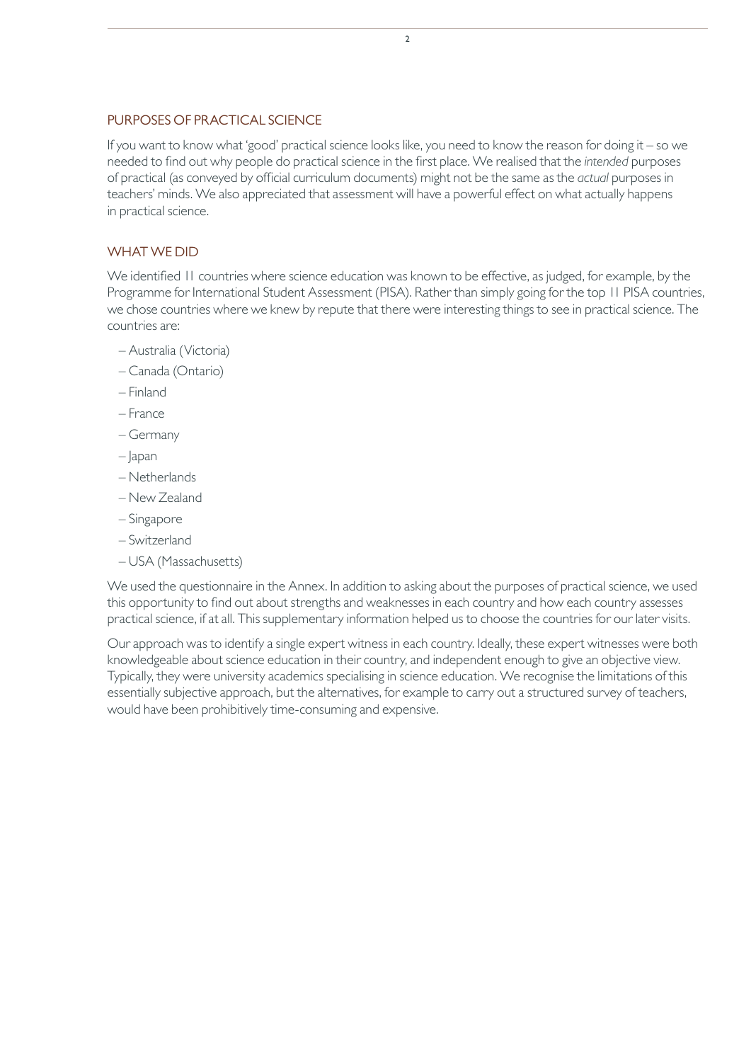## PURPOSES OF PRACTICAL SCIENCE

If you want to know what 'good' practical science looks like, you need to know the reason for doing it – so we needed to find out why people do practical science in the first place. We realised that the *intended* purposes of practical (as conveyed by official curriculum documents) might not be the same as the *actual* purposes in teachers' minds. We also appreciated that assessment will have a powerful effect on what actually happens in practical science.

## WHAT WE DID

We identified 11 countries where science education was known to be effective, as judged, for example, by the Programme for International Student Assessment (PISA). Rather than simply going for the top 11 PISA countries, we chose countries where we knew by repute that there were interesting things to see in practical science. The countries are:

- Australia (Victoria)
- Canada (Ontario)
- Finland
- France
- Germany
- Japan
- Netherlands
- New Zealand
- Singapore
- Switzerland
- USA (Massachusetts)

We used the questionnaire in the Annex. In addition to asking about the purposes of practical science, we used this opportunity to find out about strengths and weaknesses in each country and how each country assesses practical science, if at all. This supplementary information helped us to choose the countries for our later visits.

Our approach was to identify a single expert witness in each country. Ideally, these expert witnesses were both knowledgeable about science education in their country, and independent enough to give an objective view. Typically, they were university academics specialising in science education. We recognise the limitations of this essentially subjective approach, but the alternatives, for example to carry out a structured survey of teachers, would have been prohibitively time-consuming and expensive.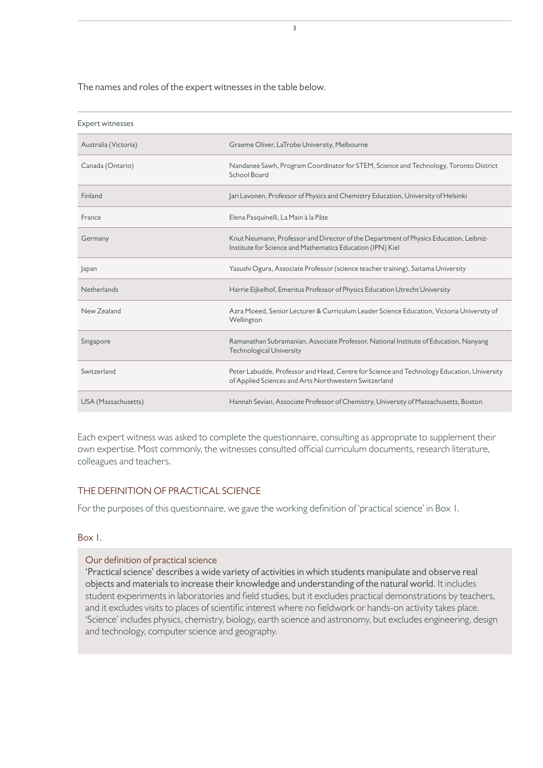The names and roles of the expert witnesses in the table below.

| Expert witnesses | |
|---|---|
| Australia (Victoria) | Graeme Oliver, LaTrobe University, Melbourne |
| Canada (Ontario) | Nandanee Sawh, Program Coordinator for STEM, Science and Technology, Toronto District School Board |
| Finland | Jari Lavonen, Professor of Physics and Chemistry Education, University of Helsinki |
| France | Elena Pasquinelli, La Main à la Pâte |
| Germany | Knut Neumann, Professor and Director of the Department of Physics Education, Leibniz-Institute for Science and Mathematics Education (IPN) Kiel |
| Japan | Yasushi Ogura, Associate Professor (science teacher training), Saitama University |
| Netherlands | Harrie Eijkelhof, Emeritus Professor of Physics Education Utrecht University |
| New Zealand | Azra Moeed, Senior Lecturer & Curriculum Leader Science Education, Victoria University of Wellington |
| Singapore | Ramanathan Subramanian, Associate Professor, National Institute of Education, Nanyang Technological University |
| Switzerland | Peter Labudde, Professor and Head, Centre for Science and Technology Education, University of Applied Sciences and Arts Northwestern Switzerland |
| USA (Massachusetts) | Hannah Sevian, Associate Professor of Chemistry, University of Massachusetts, Boston |

Each expert witness was asked to complete the questionnaire, consulting as appropriate to supplement their own expertise. Most commonly, the witnesses consulted official curriculum documents, research literature, colleagues and teachers.

## THE DEFINITION OF PRACTICAL SCIENCE

For the purposes of this questionnaire, we gave the working definition of 'practical science' in Box 1.

### Box 1.

**Our definition of practical science**

'Practical science' describes a wide variety of activities in which students manipulate and observe real objects and materials to increase their knowledge and understanding of the natural world. It includes student experiments in laboratories and field studies, but it excludes practical demonstrations by teachers, and it excludes visits to places of scientific interest where no fieldwork or hands-on activity takes place. 'Science' includes physics, chemistry, biology, earth science and astronomy, but excludes engineering, design and technology, computer science and geography.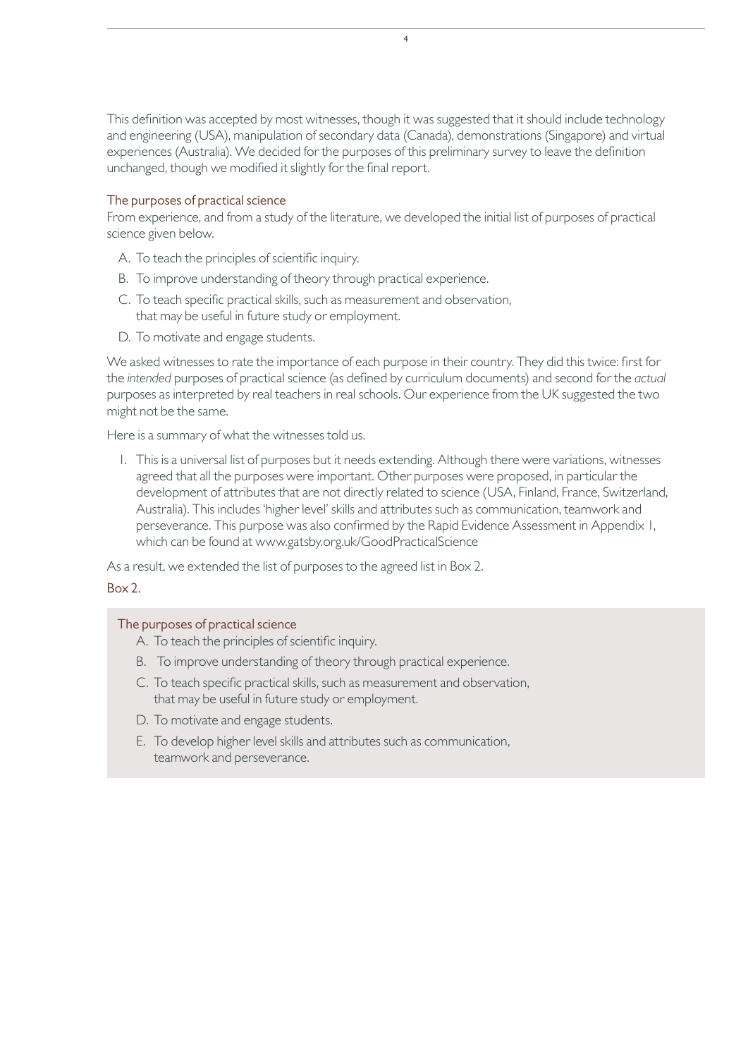This definition was accepted by most witnesses, though it was suggested that it should include technology and engineering (USA), manipulation of secondary data (Canada), demonstrations (Singapore) and virtual experiences (Australia). We decided for the purposes of this preliminary survey to leave the definition unchanged, though we modified it slightly for the final report.

### The purposes of practical science

From experience, and from a study of the literature, we developed the initial list of purposes of practical science given below.

A. To teach the principles of scientific inquiry.
B. To improve understanding of theory through practical experience.
C. To teach specific practical skills, such as measurement and observation, that may be useful in future study or employment.
D. To motivate and engage students.

We asked witnesses to rate the importance of each purpose in their country. They did this twice: first for the *intended* purposes of practical science (as defined by curriculum documents) and second for the *actual* purposes as interpreted by real teachers in real schools. Our experience from the UK suggested the two might not be the same.

Here is a summary of what the witnesses told us.

1. This is a universal list of purposes but it needs extending. Although there were variations, witnesses agreed that all the purposes were important. Other purposes were proposed, in particular the development of attributes that are not directly related to science (USA, Finland, France, Switzerland, Australia). This includes 'higher level' skills and attributes such as communication, teamwork and perseverance. This purpose was also confirmed by the Rapid Evidence Assessment in Appendix 1, which can be found at www.gatsby.org.uk/GoodPracticalScience

As a result, we extended the list of purposes to the agreed list in Box 2.

Box 2.

#### The purposes of practical science

A. To teach the principles of scientific inquiry.
B. To improve understanding of theory through practical experience.
C. To teach specific practical skills, such as measurement and observation, that may be useful in future study or employment.
D. To motivate and engage students.
E. To develop higher level skills and attributes such as communication, teamwork and perseverance.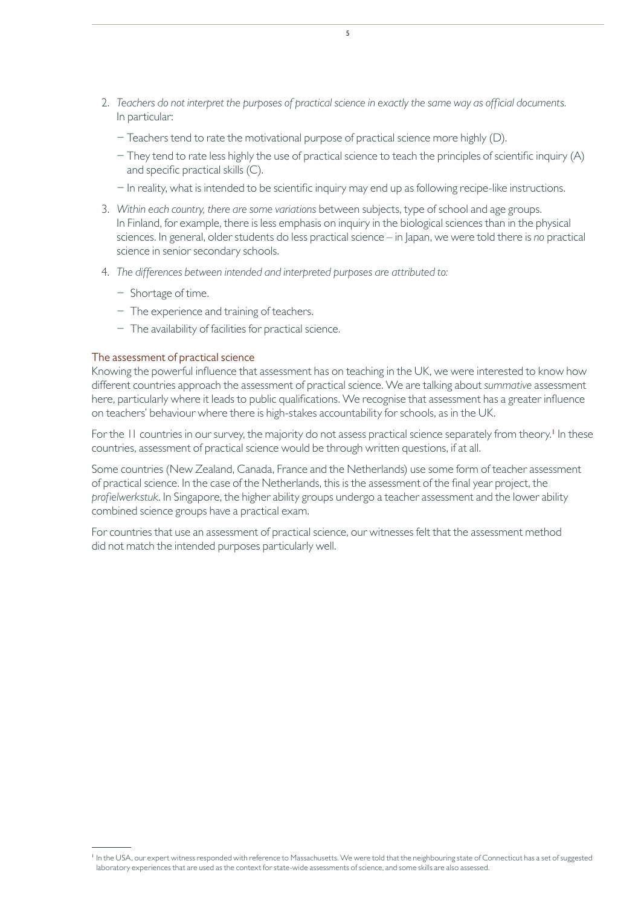2. *Teachers do not interpret the purposes of practical science in exactly the same way as official documents.* In particular:
   - Teachers tend to rate the motivational purpose of practical science more highly (D).
   - They tend to rate less highly the use of practical science to teach the principles of scientific inquiry (A) and specific practical skills (C).
   - In reality, what is intended to be scientific inquiry may end up as following recipe-like instructions.

3. *Within each country, there are some variations* between subjects, type of school and age groups. In Finland, for example, there is less emphasis on inquiry in the biological sciences than in the physical sciences. In general, older students do less practical science – in Japan, we were told there is *no* practical science in senior secondary schools.

4. *The differences between intended and interpreted purposes are attributed to:*
   - Shortage of time.
   - The experience and training of teachers.
   - The availability of facilities for practical science.

### The assessment of practical science

Knowing the powerful influence that assessment has on teaching in the UK, we were interested to know how different countries approach the assessment of practical science. We are talking about *summative* assessment here, particularly where it leads to public qualifications. We recognise that assessment has a greater influence on teachers' behaviour where there is high-stakes accountability for schools, as in the UK.

For the 11 countries in our survey, the majority do not assess practical science separately from theory.[1] In these countries, assessment of practical science would be through written questions, if at all.

Some countries (New Zealand, Canada, France and the Netherlands) use some form of teacher assessment of practical science. In the case of the Netherlands, this is the assessment of the final year project, the *profielwerkstuk*. In Singapore, the higher ability groups undergo a teacher assessment and the lower ability combined science groups have a practical exam.

For countries that use an assessment of practical science, our witnesses felt that the assessment method did not match the intended purposes particularly well.

[1] In the USA, our expert witness responded with reference to Massachusetts. We were told that the neighbouring state of Connecticut has a set of suggested laboratory experiences that are used as the context for state-wide assessments of science, and some skills are also assessed.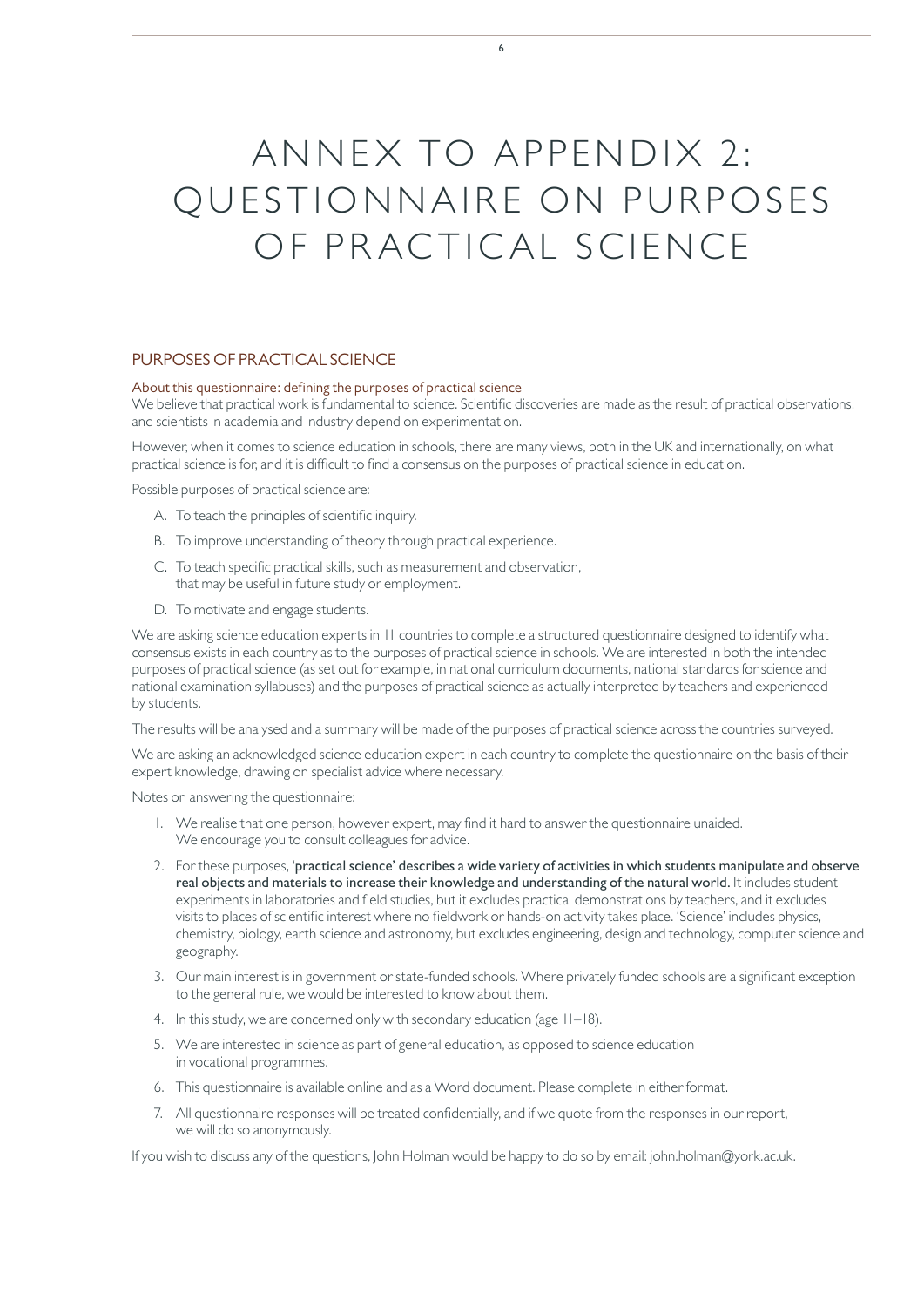# ANNEX TO APPENDIX 2: QUESTIONNAIRE ON PURPOSES OF PRACTICAL SCIENCE

## PURPOSES OF PRACTICAL SCIENCE

### About this questionnaire: defining the purposes of practical science

We believe that practical work is fundamental to science. Scientific discoveries are made as the result of practical observations, and scientists in academia and industry depend on experimentation.

However, when it comes to science education in schools, there are many views, both in the UK and internationally, on what practical science is for, and it is difficult to find a consensus on the purposes of practical science in education.

Possible purposes of practical science are:

A. To teach the principles of scientific inquiry.

B. To improve understanding of theory through practical experience.

C. To teach specific practical skills, such as measurement and observation, that may be useful in future study or employment.

D. To motivate and engage students.

We are asking science education experts in 11 countries to complete a structured questionnaire designed to identify what consensus exists in each country as to the purposes of practical science in schools. We are interested in both the intended purposes of practical science (as set out for example, in national curriculum documents, national standards for science and national examination syllabuses) and the purposes of practical science as actually interpreted by teachers and experienced by students.

The results will be analysed and a summary will be made of the purposes of practical science across the countries surveyed.

We are asking an acknowledged science education expert in each country to complete the questionnaire on the basis of their expert knowledge, drawing on specialist advice where necessary.

Notes on answering the questionnaire:

1. We realise that one person, however expert, may find it hard to answer the questionnaire unaided. We encourage you to consult colleagues for advice.
2. For these purposes, **'practical science' describes a wide variety of activities in which students manipulate and observe real objects and materials to increase their knowledge and understanding of the natural world.** It includes student experiments in laboratories and field studies, but it excludes practical demonstrations by teachers, and it excludes visits to places of scientific interest where no fieldwork or hands-on activity takes place. 'Science' includes physics, chemistry, biology, earth science and astronomy, but excludes engineering, design and technology, computer science and geography.
3. Our main interest is in government or state-funded schools. Where privately funded schools are a significant exception to the general rule, we would be interested to know about them.
4. In this study, we are concerned only with secondary education (age 11–18).
5. We are interested in science as part of general education, as opposed to science education in vocational programmes.
6. This questionnaire is available online and as a Word document. Please complete in either format.
7. All questionnaire responses will be treated confidentially, and if we quote from the responses in our report, we will do so anonymously.

If you wish to discuss any of the questions, John Holman would be happy to do so by email: john.holman@york.ac.uk.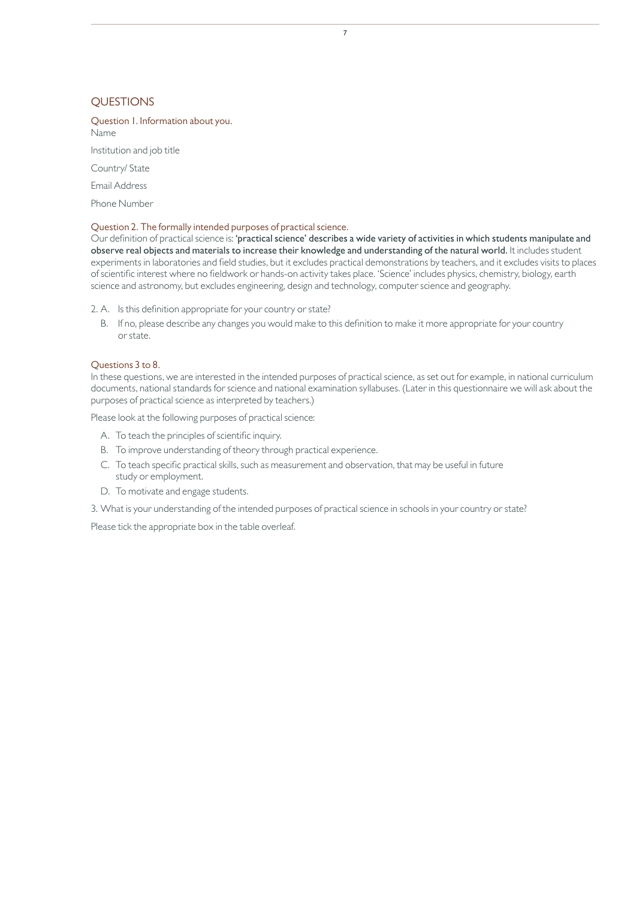## QUESTIONS

### Question 1. Information about you.

Name

Institution and job title

Country/ State

Email Address

Phone Number

### Question 2. The formally intended purposes of practical science.

Our definition of practical science is: **'practical science' describes a wide variety of activities in which students manipulate and observe real objects and materials to increase their knowledge and understanding of the natural world.** It includes student experiments in laboratories and field studies, but it excludes practical demonstrations by teachers, and it excludes visits to places of scientific interest where no fieldwork or hands-on activity takes place. 'Science' includes physics, chemistry, biology, earth science and astronomy, but excludes engineering, design and technology, computer science and geography.

2. A. Is this definition appropriate for your country or state?

   B. If no, please describe any changes you would make to this definition to make it more appropriate for your country or state.

### Questions 3 to 8.

In these questions, we are interested in the intended purposes of practical science, as set out for example, in national curriculum documents, national standards for science and national examination syllabuses. (Later in this questionnaire we will ask about the purposes of practical science as interpreted by teachers.)

Please look at the following purposes of practical science:

A. To teach the principles of scientific inquiry.

B. To improve understanding of theory through practical experience.

C. To teach specific practical skills, such as measurement and observation, that may be useful in future study or employment.

D. To motivate and engage students.

3. What is your understanding of the intended purposes of practical science in schools in your country or state?

Please tick the appropriate box in the table overleaf.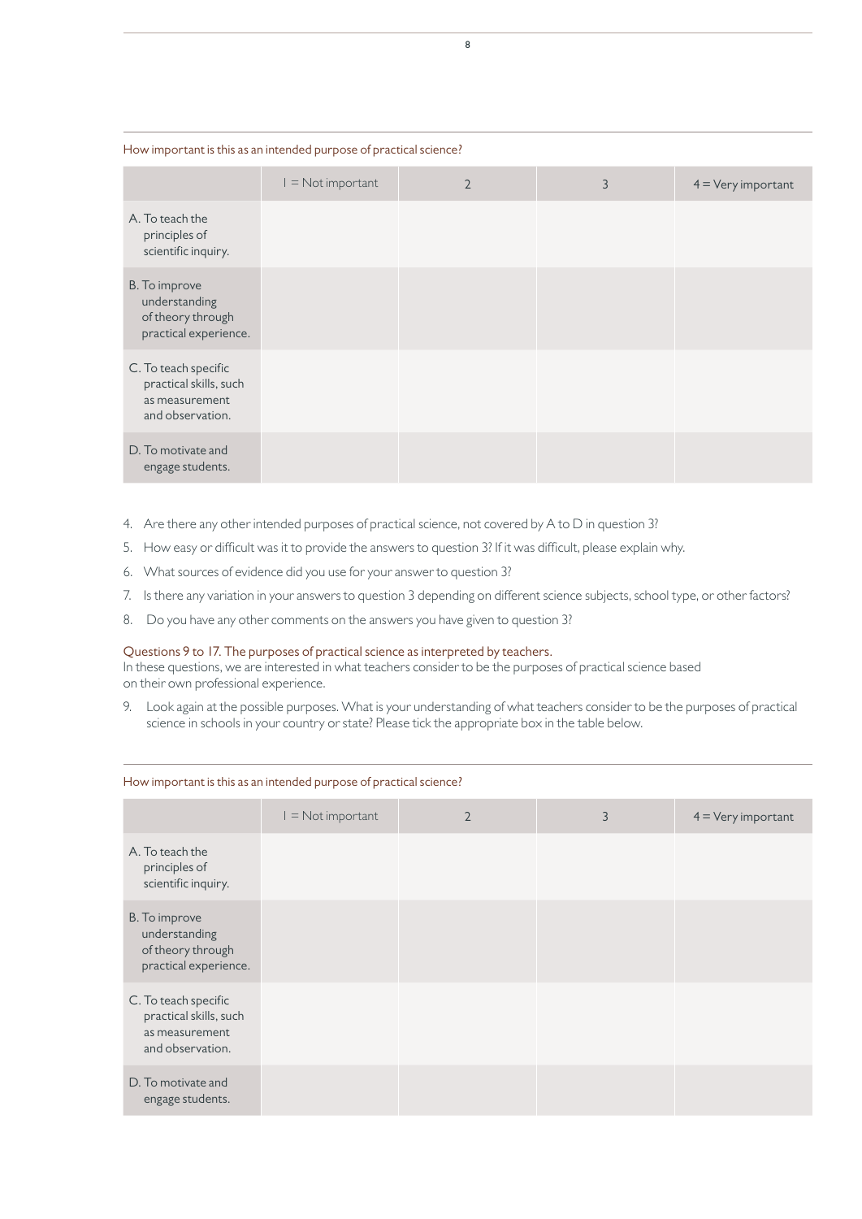How important is this as an intended purpose of practical science?

| | 1 = Not important | 2 | 3 | 4 = Very important |
|---|---|---|---|---|
| A. To teach the principles of scientific inquiry. | | | | |
| B. To improve understanding of theory through practical experience. | | | | |
| C. To teach specific practical skills, such as measurement and observation. | | | | |
| D. To motivate and engage students. | | | | |

4. Are there any other intended purposes of practical science, not covered by A to D in question 3?
5. How easy or difficult was it to provide the answers to question 3? If it was difficult, please explain why.
6. What sources of evidence did you use for your answer to question 3?
7. Is there any variation in your answers to question 3 depending on different science subjects, school type, or other factors?
8. Do you have any other comments on the answers you have given to question 3?

## Questions 9 to 17. The purposes of practical science as interpreted by teachers.

In these questions, we are interested in what teachers consider to be the purposes of practical science based on their own professional experience.

9. Look again at the possible purposes. What is your understanding of what teachers consider to be the purposes of practical science in schools in your country or state? Please tick the appropriate box in the table below.

How important is this as an intended purpose of practical science?

| | 1 = Not important | 2 | 3 | 4 = Very important |
|---|---|---|---|---|
| A. To teach the principles of scientific inquiry. | | | | |
| B. To improve understanding of theory through practical experience. | | | | |
| C. To teach specific practical skills, such as measurement and observation. | | | | |
| D. To motivate and engage students. | | | | |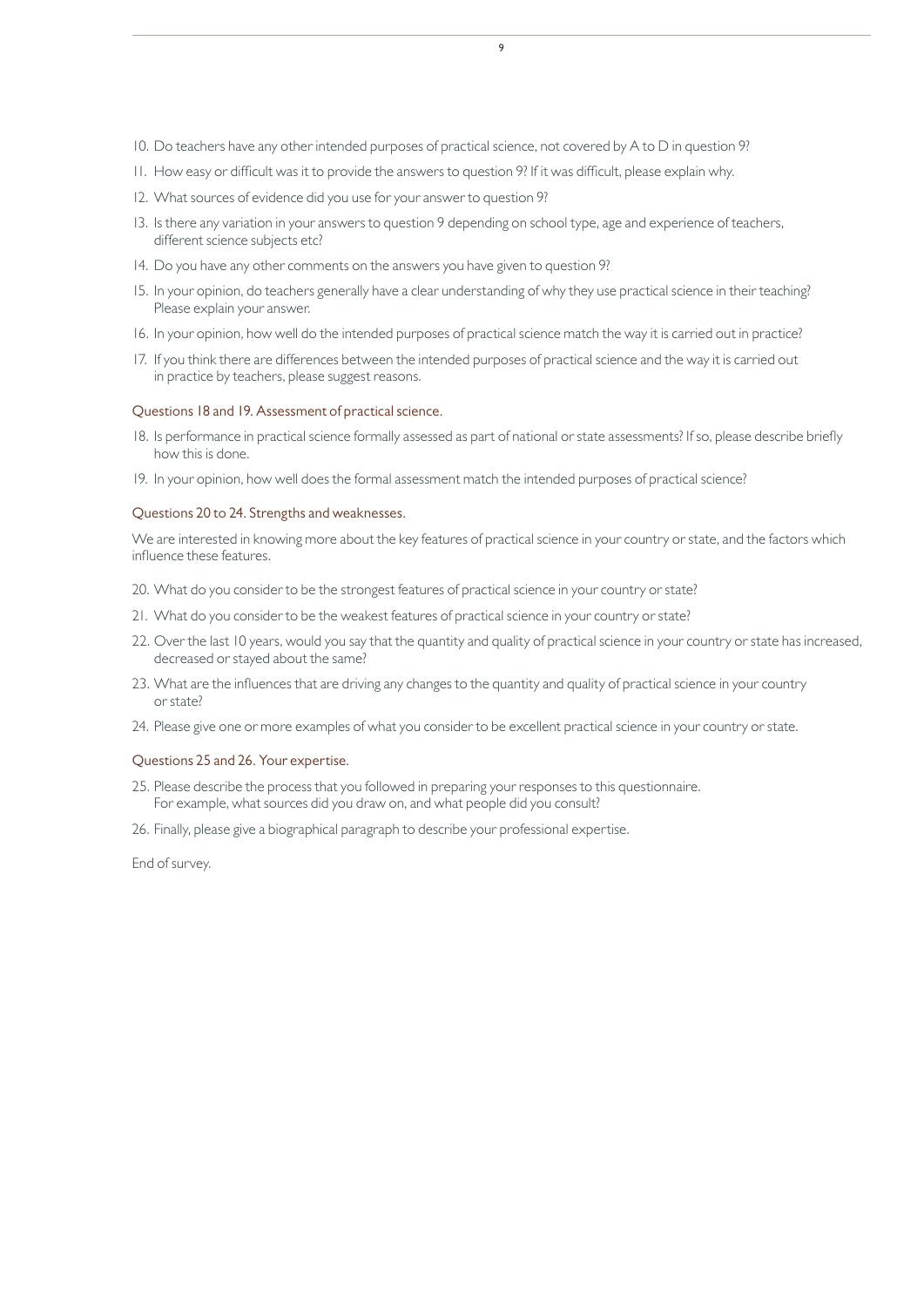10. Do teachers have any other intended purposes of practical science, not covered by A to D in question 9?
11. How easy or difficult was it to provide the answers to question 9? If it was difficult, please explain why.
12. What sources of evidence did you use for your answer to question 9?
13. Is there any variation in your answers to question 9 depending on school type, age and experience of teachers, different science subjects etc?
14. Do you have any other comments on the answers you have given to question 9?
15. In your opinion, do teachers generally have a clear understanding of why they use practical science in their teaching? Please explain your answer.
16. In your opinion, how well do the intended purposes of practical science match the way it is carried out in practice?
17. If you think there are differences between the intended purposes of practical science and the way it is carried out in practice by teachers, please suggest reasons.

### Questions 18 and 19. Assessment of practical science.

18. Is performance in practical science formally assessed as part of national or state assessments? If so, please describe briefly how this is done.
19. In your opinion, how well does the formal assessment match the intended purposes of practical science?

### Questions 20 to 24. Strengths and weaknesses.

We are interested in knowing more about the key features of practical science in your country or state, and the factors which influence these features.

20. What do you consider to be the strongest features of practical science in your country or state?
21. What do you consider to be the weakest features of practical science in your country or state?
22. Over the last 10 years, would you say that the quantity and quality of practical science in your country or state has increased, decreased or stayed about the same?
23. What are the influences that are driving any changes to the quantity and quality of practical science in your country or state?
24. Please give one or more examples of what you consider to be excellent practical science in your country or state.

### Questions 25 and 26. Your expertise.

25. Please describe the process that you followed in preparing your responses to this questionnaire. For example, what sources did you draw on, and what people did you consult?
26. Finally, please give a biographical paragraph to describe your professional expertise.

End of survey.